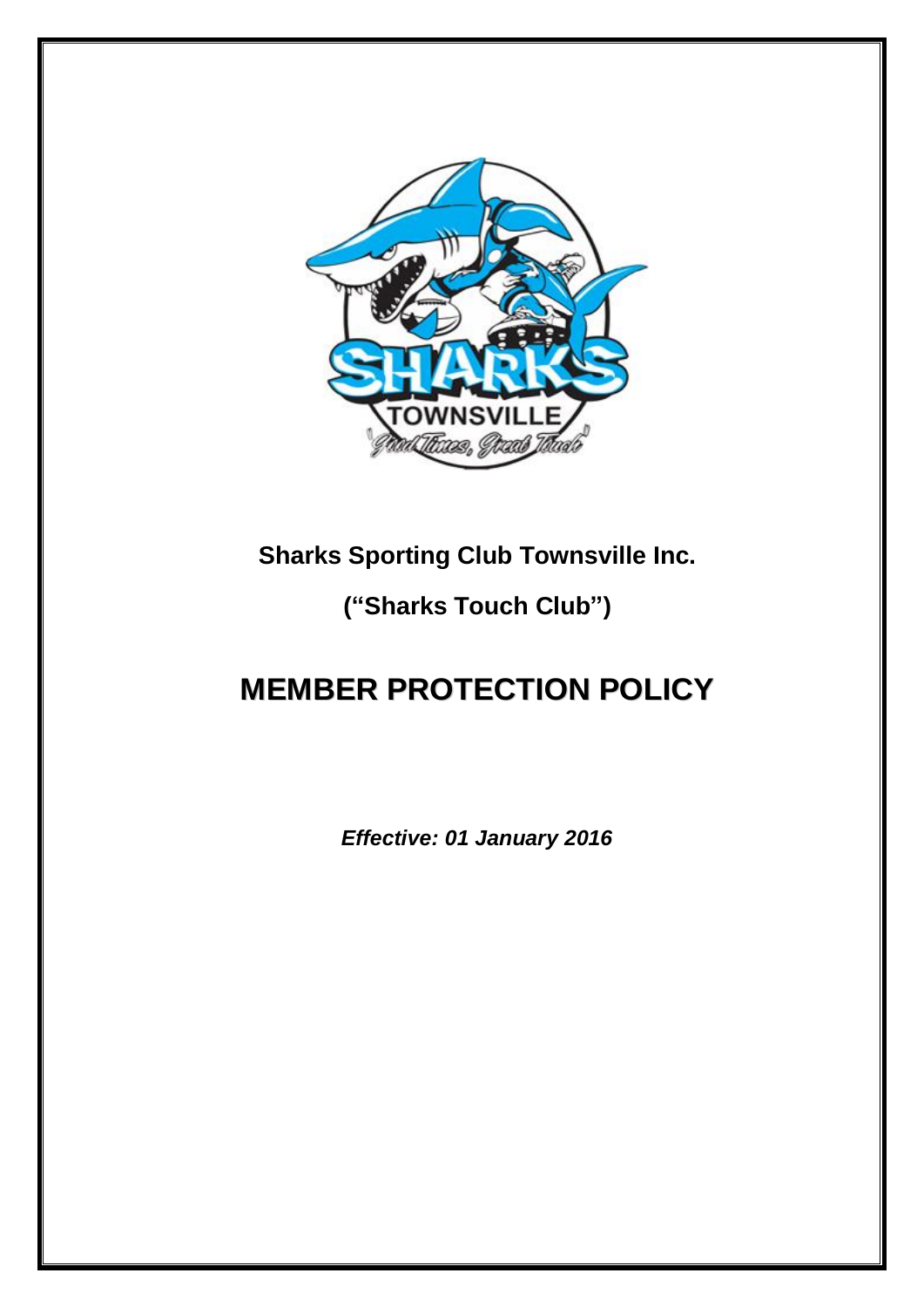**Sharks Sporting Club Townsville Inc.**

**("Sharks Touch Club")**

# MEMBER PROTECTION POLICY

***Effective: 01 January 2016***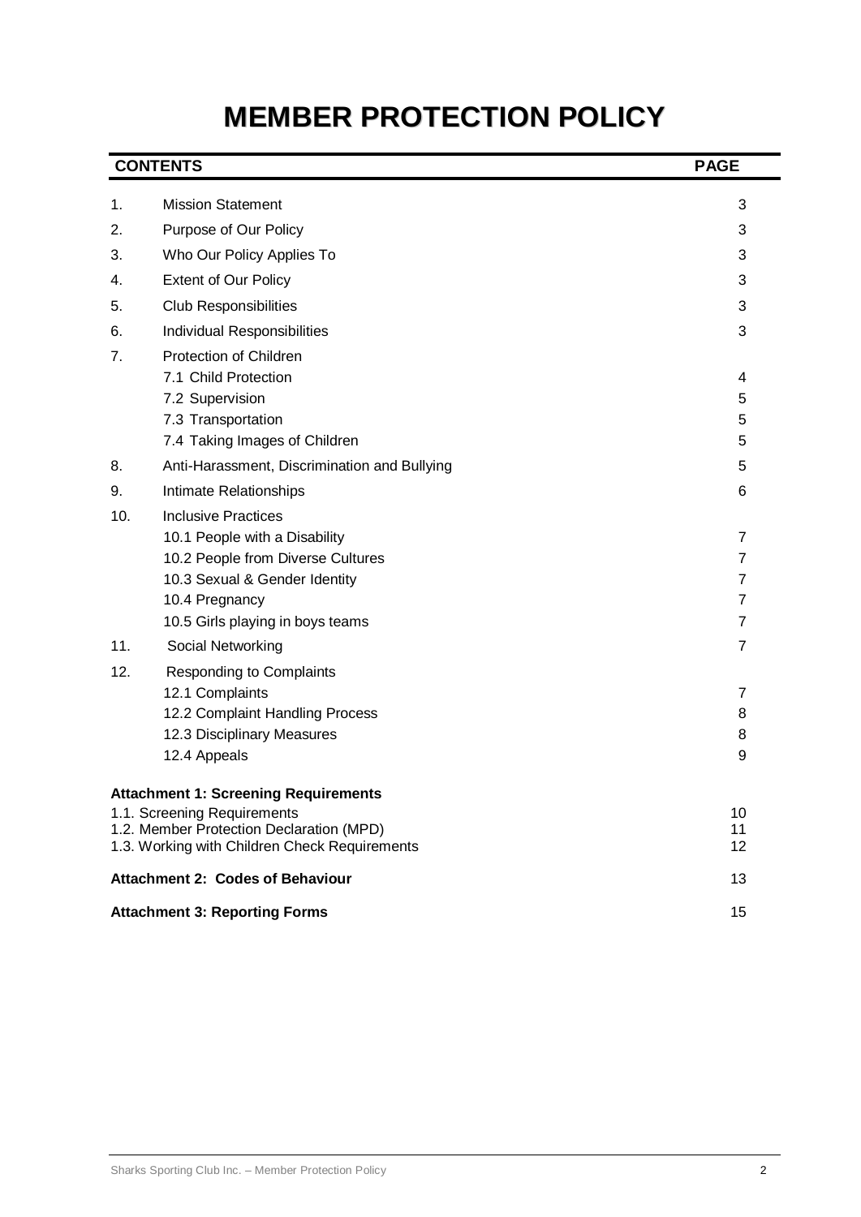# MEMBER PROTECTION POLICY

| CONTENTS | | PAGE |
|---|---|---|
| 1. | Mission Statement | 3 |
| 2. | Purpose of Our Policy | 3 |
| 3. | Who Our Policy Applies To | 3 |
| 4. | Extent of Our Policy | 3 |
| 5. | Club Responsibilities | 3 |
| 6. | Individual Responsibilities | 3 |
| 7. | Protection of Children | |
| | 7.1 Child Protection | 4 |
| | 7.2 Supervision | 5 |
| | 7.3 Transportation | 5 |
| | 7.4 Taking Images of Children | 5 |
| 8. | Anti-Harassment, Discrimination and Bullying | 5 |
| 9. | Intimate Relationships | 6 |
| 10. | Inclusive Practices | |
| | 10.1 People with a Disability | 7 |
| | 10.2 People from Diverse Cultures | 7 |
| | 10.3 Sexual & Gender Identity | 7 |
| | 10.4 Pregnancy | 7 |
| | 10.5 Girls playing in boys teams | 7 |
| 11. | Social Networking | 7 |
| 12. | Responding to Complaints | |
| | 12.1 Complaints | 7 |
| | 12.2 Complaint Handling Process | 8 |
| | 12.3 Disciplinary Measures | 8 |
| | 12.4 Appeals | 9 |
| **Attachment 1: Screening Requirements** | | |
| 1.1. Screening Requirements | | 10 |
| 1.2. Member Protection Declaration (MPD) | | 11 |
| 1.3. Working with Children Check Requirements | | 12 |
| **Attachment 2: Codes of Behaviour** | | 13 |
| **Attachment 3: Reporting Forms** | | 15 |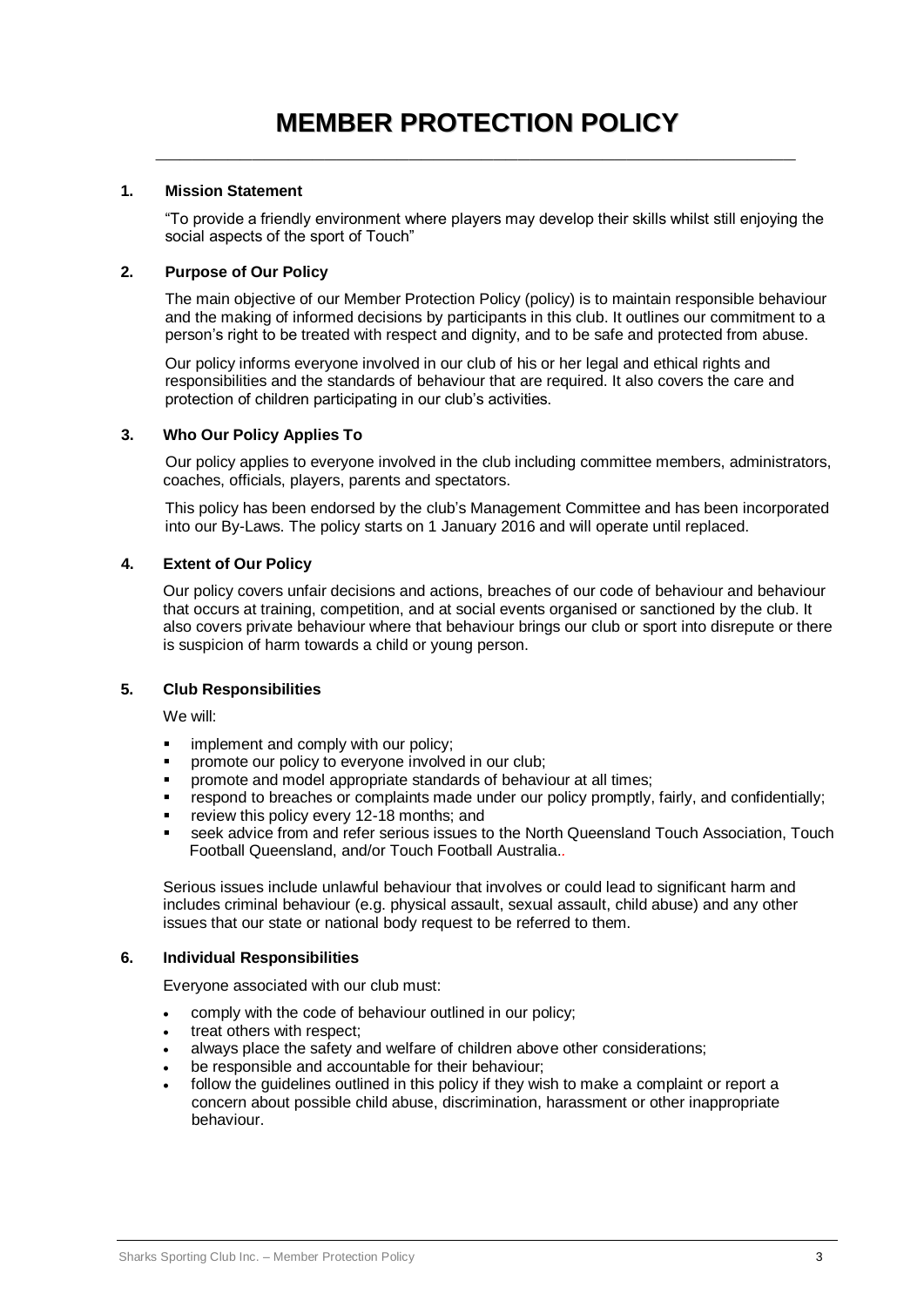# MEMBER PROTECTION POLICY

## 1. Mission Statement

"To provide a friendly environment where players may develop their skills whilst still enjoying the social aspects of the sport of Touch"

## 2. Purpose of Our Policy

The main objective of our Member Protection Policy (policy) is to maintain responsible behaviour and the making of informed decisions by participants in this club. It outlines our commitment to a person's right to be treated with respect and dignity, and to be safe and protected from abuse.

Our policy informs everyone involved in our club of his or her legal and ethical rights and responsibilities and the standards of behaviour that are required. It also covers the care and protection of children participating in our club's activities.

## 3. Who Our Policy Applies To

Our policy applies to everyone involved in the club including committee members, administrators, coaches, officials, players, parents and spectators.

This policy has been endorsed by the club's Management Committee and has been incorporated into our By-Laws. The policy starts on 1 January 2016 and will operate until replaced.

## 4. Extent of Our Policy

Our policy covers unfair decisions and actions, breaches of our code of behaviour and behaviour that occurs at training, competition, and at social events organised or sanctioned by the club. It also covers private behaviour where that behaviour brings our club or sport into disrepute or there is suspicion of harm towards a child or young person.

## 5. Club Responsibilities

We will:

- implement and comply with our policy;
- promote our policy to everyone involved in our club;
- promote and model appropriate standards of behaviour at all times;
- respond to breaches or complaints made under our policy promptly, fairly, and confidentially;
- review this policy every 12-18 months; and
- seek advice from and refer serious issues to the North Queensland Touch Association, Touch Football Queensland, and/or Touch Football Australia..

Serious issues include unlawful behaviour that involves or could lead to significant harm and includes criminal behaviour (e.g. physical assault, sexual assault, child abuse) and any other issues that our state or national body request to be referred to them.

## 6. Individual Responsibilities

Everyone associated with our club must:

- comply with the code of behaviour outlined in our policy;
- treat others with respect;
- always place the safety and welfare of children above other considerations;
- be responsible and accountable for their behaviour;
- follow the guidelines outlined in this policy if they wish to make a complaint or report a concern about possible child abuse, discrimination, harassment or other inappropriate behaviour.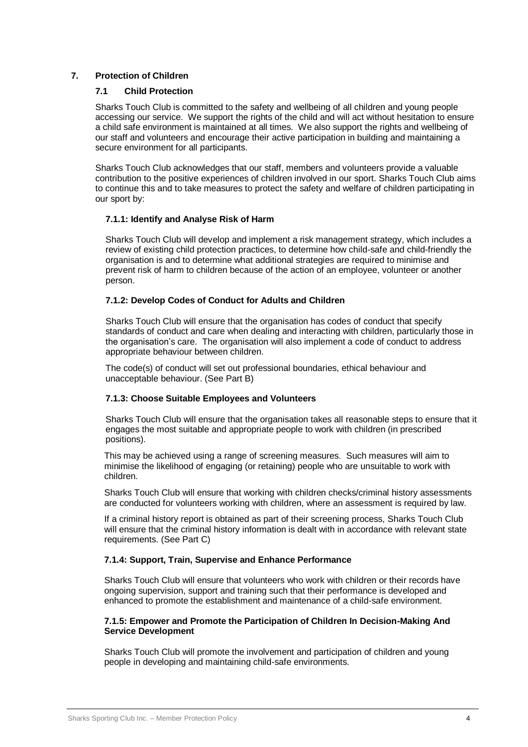## 7. Protection of Children

### 7.1 Child Protection

Sharks Touch Club is committed to the safety and wellbeing of all children and young people accessing our service. We support the rights of the child and will act without hesitation to ensure a child safe environment is maintained at all times. We also support the rights and wellbeing of our staff and volunteers and encourage their active participation in building and maintaining a secure environment for all participants.

Sharks Touch Club acknowledges that our staff, members and volunteers provide a valuable contribution to the positive experiences of children involved in our sport. Sharks Touch Club aims to continue this and to take measures to protect the safety and welfare of children participating in our sport by:

#### 7.1.1: Identify and Analyse Risk of Harm

Sharks Touch Club will develop and implement a risk management strategy, which includes a review of existing child protection practices, to determine how child-safe and child-friendly the organisation is and to determine what additional strategies are required to minimise and prevent risk of harm to children because of the action of an employee, volunteer or another person.

#### 7.1.2: Develop Codes of Conduct for Adults and Children

Sharks Touch Club will ensure that the organisation has codes of conduct that specify standards of conduct and care when dealing and interacting with children, particularly those in the organisation's care. The organisation will also implement a code of conduct to address appropriate behaviour between children.

The code(s) of conduct will set out professional boundaries, ethical behaviour and unacceptable behaviour. (See Part B)

#### 7.1.3: Choose Suitable Employees and Volunteers

Sharks Touch Club will ensure that the organisation takes all reasonable steps to ensure that it engages the most suitable and appropriate people to work with children (in prescribed positions).

This may be achieved using a range of screening measures. Such measures will aim to minimise the likelihood of engaging (or retaining) people who are unsuitable to work with children.

Sharks Touch Club will ensure that working with children checks/criminal history assessments are conducted for volunteers working with children, where an assessment is required by law.

If a criminal history report is obtained as part of their screening process, Sharks Touch Club will ensure that the criminal history information is dealt with in accordance with relevant state requirements. (See Part C)

#### 7.1.4: Support, Train, Supervise and Enhance Performance

Sharks Touch Club will ensure that volunteers who work with children or their records have ongoing supervision, support and training such that their performance is developed and enhanced to promote the establishment and maintenance of a child-safe environment.

#### 7.1.5: Empower and Promote the Participation of Children In Decision-Making And Service Development

Sharks Touch Club will promote the involvement and participation of children and young people in developing and maintaining child-safe environments.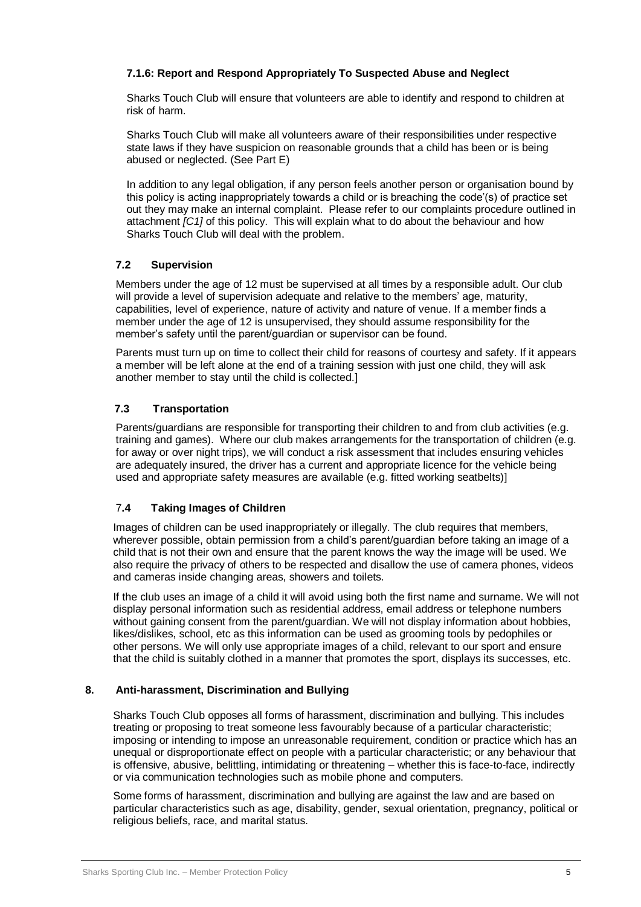#### 7.1.6: Report and Respond Appropriately To Suspected Abuse and Neglect

Sharks Touch Club will ensure that volunteers are able to identify and respond to children at risk of harm.

Sharks Touch Club will make all volunteers aware of their responsibilities under respective state laws if they have suspicion on reasonable grounds that a child has been or is being abused or neglected. (See Part E)

In addition to any legal obligation, if any person feels another person or organisation bound by this policy is acting inappropriately towards a child or is breaching the code'(s) of practice set out they may make an internal complaint. Please refer to our complaints procedure outlined in attachment *[C1]* of this policy. This will explain what to do about the behaviour and how Sharks Touch Club will deal with the problem.

### 7.2 Supervision

Members under the age of 12 must be supervised at all times by a responsible adult. Our club will provide a level of supervision adequate and relative to the members' age, maturity, capabilities, level of experience, nature of activity and nature of venue. If a member finds a member under the age of 12 is unsupervised, they should assume responsibility for the member's safety until the parent/guardian or supervisor can be found.

Parents must turn up on time to collect their child for reasons of courtesy and safety. If it appears a member will be left alone at the end of a training session with just one child, they will ask another member to stay until the child is collected.]

### 7.3 Transportation

Parents/guardians are responsible for transporting their children to and from club activities (e.g. training and games). Where our club makes arrangements for the transportation of children (e.g. for away or over night trips), we will conduct a risk assessment that includes ensuring vehicles are adequately insured, the driver has a current and appropriate licence for the vehicle being used and appropriate safety measures are available (e.g. fitted working seatbelts)]

### 7.4 Taking Images of Children

Images of children can be used inappropriately or illegally. The club requires that members, wherever possible, obtain permission from a child's parent/guardian before taking an image of a child that is not their own and ensure that the parent knows the way the image will be used. We also require the privacy of others to be respected and disallow the use of camera phones, videos and cameras inside changing areas, showers and toilets.

If the club uses an image of a child it will avoid using both the first name and surname. We will not display personal information such as residential address, email address or telephone numbers without gaining consent from the parent/guardian. We will not display information about hobbies, likes/dislikes, school, etc as this information can be used as grooming tools by pedophiles or other persons. We will only use appropriate images of a child, relevant to our sport and ensure that the child is suitably clothed in a manner that promotes the sport, displays its successes, etc.

## 8. Anti-harassment, Discrimination and Bullying

Sharks Touch Club opposes all forms of harassment, discrimination and bullying. This includes treating or proposing to treat someone less favourably because of a particular characteristic; imposing or intending to impose an unreasonable requirement, condition or practice which has an unequal or disproportionate effect on people with a particular characteristic; or any behaviour that is offensive, abusive, belittling, intimidating or threatening – whether this is face-to-face, indirectly or via communication technologies such as mobile phone and computers.

Some forms of harassment, discrimination and bullying are against the law and are based on particular characteristics such as age, disability, gender, sexual orientation, pregnancy, political or religious beliefs, race, and marital status.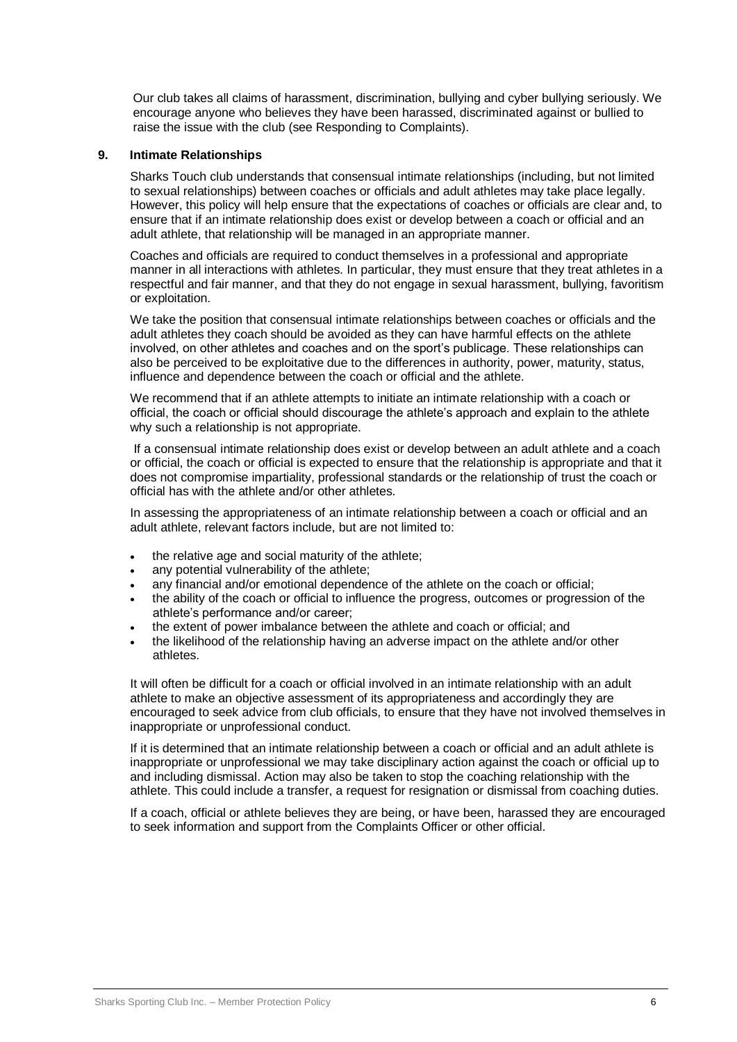Our club takes all claims of harassment, discrimination, bullying and cyber bullying seriously. We encourage anyone who believes they have been harassed, discriminated against or bullied to raise the issue with the club (see Responding to Complaints).

## 9. Intimate Relationships

Sharks Touch club understands that consensual intimate relationships (including, but not limited to sexual relationships) between coaches or officials and adult athletes may take place legally. However, this policy will help ensure that the expectations of coaches or officials are clear and, to ensure that if an intimate relationship does exist or develop between a coach or official and an adult athlete, that relationship will be managed in an appropriate manner.

Coaches and officials are required to conduct themselves in a professional and appropriate manner in all interactions with athletes. In particular, they must ensure that they treat athletes in a respectful and fair manner, and that they do not engage in sexual harassment, bullying, favoritism or exploitation.

We take the position that consensual intimate relationships between coaches or officials and the adult athletes they coach should be avoided as they can have harmful effects on the athlete involved, on other athletes and coaches and on the sport's publicage. These relationships can also be perceived to be exploitative due to the differences in authority, power, maturity, status, influence and dependence between the coach or official and the athlete.

We recommend that if an athlete attempts to initiate an intimate relationship with a coach or official, the coach or official should discourage the athlete's approach and explain to the athlete why such a relationship is not appropriate.

If a consensual intimate relationship does exist or develop between an adult athlete and a coach or official, the coach or official is expected to ensure that the relationship is appropriate and that it does not compromise impartiality, professional standards or the relationship of trust the coach or official has with the athlete and/or other athletes.

In assessing the appropriateness of an intimate relationship between a coach or official and an adult athlete, relevant factors include, but are not limited to:

- the relative age and social maturity of the athlete;
- any potential vulnerability of the athlete;
- any financial and/or emotional dependence of the athlete on the coach or official;
- the ability of the coach or official to influence the progress, outcomes or progression of the athlete's performance and/or career;
- the extent of power imbalance between the athlete and coach or official; and
- the likelihood of the relationship having an adverse impact on the athlete and/or other athletes.

It will often be difficult for a coach or official involved in an intimate relationship with an adult athlete to make an objective assessment of its appropriateness and accordingly they are encouraged to seek advice from club officials, to ensure that they have not involved themselves in inappropriate or unprofessional conduct.

If it is determined that an intimate relationship between a coach or official and an adult athlete is inappropriate or unprofessional we may take disciplinary action against the coach or official up to and including dismissal. Action may also be taken to stop the coaching relationship with the athlete. This could include a transfer, a request for resignation or dismissal from coaching duties.

If a coach, official or athlete believes they are being, or have been, harassed they are encouraged to seek information and support from the Complaints Officer or other official.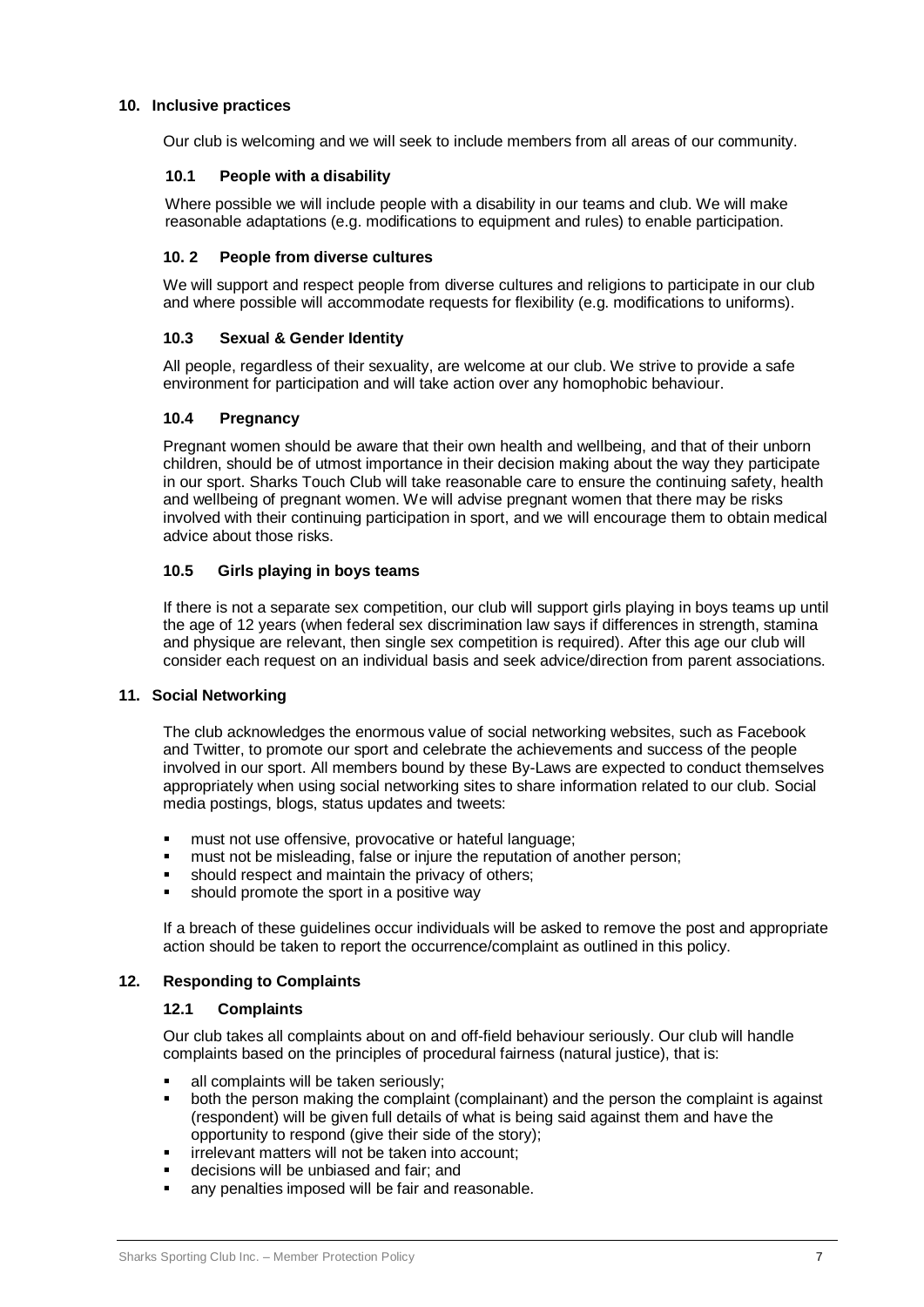## 10. Inclusive practices

Our club is welcoming and we will seek to include members from all areas of our community.

### 10.1 People with a disability

Where possible we will include people with a disability in our teams and club. We will make reasonable adaptations (e.g. modifications to equipment and rules) to enable participation.

### 10. 2 People from diverse cultures

We will support and respect people from diverse cultures and religions to participate in our club and where possible will accommodate requests for flexibility (e.g. modifications to uniforms).

### 10.3 Sexual & Gender Identity

All people, regardless of their sexuality, are welcome at our club. We strive to provide a safe environment for participation and will take action over any homophobic behaviour.

### 10.4 Pregnancy

Pregnant women should be aware that their own health and wellbeing, and that of their unborn children, should be of utmost importance in their decision making about the way they participate in our sport. Sharks Touch Club will take reasonable care to ensure the continuing safety, health and wellbeing of pregnant women. We will advise pregnant women that there may be risks involved with their continuing participation in sport, and we will encourage them to obtain medical advice about those risks.

### 10.5 Girls playing in boys teams

If there is not a separate sex competition, our club will support girls playing in boys teams up until the age of 12 years (when federal sex discrimination law says if differences in strength, stamina and physique are relevant, then single sex competition is required). After this age our club will consider each request on an individual basis and seek advice/direction from parent associations.

## 11. Social Networking

The club acknowledges the enormous value of social networking websites, such as Facebook and Twitter, to promote our sport and celebrate the achievements and success of the people involved in our sport. All members bound by these By-Laws are expected to conduct themselves appropriately when using social networking sites to share information related to our club. Social media postings, blogs, status updates and tweets:

- must not use offensive, provocative or hateful language;
- must not be misleading, false or injure the reputation of another person;
- should respect and maintain the privacy of others;
- should promote the sport in a positive way

If a breach of these guidelines occur individuals will be asked to remove the post and appropriate action should be taken to report the occurrence/complaint as outlined in this policy.

## 12. Responding to Complaints

### 12.1 Complaints

Our club takes all complaints about on and off-field behaviour seriously. Our club will handle complaints based on the principles of procedural fairness (natural justice), that is:

- all complaints will be taken seriously;
- both the person making the complaint (complainant) and the person the complaint is against (respondent) will be given full details of what is being said against them and have the opportunity to respond (give their side of the story);
- irrelevant matters will not be taken into account;
- decisions will be unbiased and fair; and
- any penalties imposed will be fair and reasonable.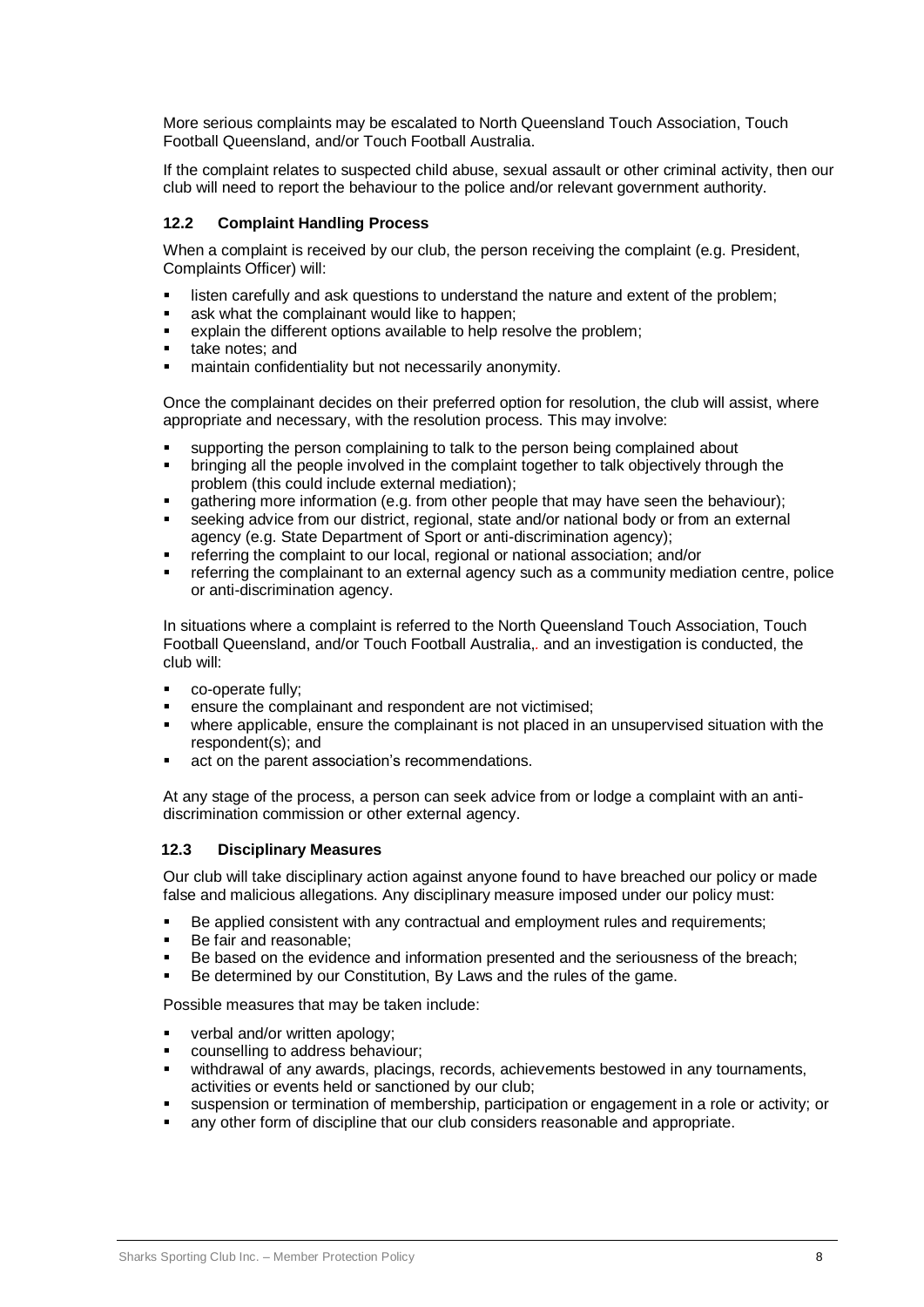More serious complaints may be escalated to North Queensland Touch Association, Touch Football Queensland, and/or Touch Football Australia.

If the complaint relates to suspected child abuse, sexual assault or other criminal activity, then our club will need to report the behaviour to the police and/or relevant government authority.

### 12.2 Complaint Handling Process

When a complaint is received by our club, the person receiving the complaint (e.g. President, Complaints Officer) will:

- listen carefully and ask questions to understand the nature and extent of the problem;
- ask what the complainant would like to happen;
- explain the different options available to help resolve the problem;
- take notes; and
- maintain confidentiality but not necessarily anonymity.

Once the complainant decides on their preferred option for resolution, the club will assist, where appropriate and necessary, with the resolution process. This may involve:

- supporting the person complaining to talk to the person being complained about
- bringing all the people involved in the complaint together to talk objectively through the problem (this could include external mediation);
- gathering more information (e.g. from other people that may have seen the behaviour);
- seeking advice from our district, regional, state and/or national body or from an external agency (e.g. State Department of Sport or anti-discrimination agency);
- referring the complaint to our local, regional or national association; and/or
- referring the complainant to an external agency such as a community mediation centre, police or anti-discrimination agency.

In situations where a complaint is referred to the North Queensland Touch Association, Touch Football Queensland, and/or Touch Football Australia,. and an investigation is conducted, the club will:

- co-operate fully;
- ensure the complainant and respondent are not victimised;
- where applicable, ensure the complainant is not placed in an unsupervised situation with the respondent(s); and
- act on the parent association's recommendations.

At any stage of the process, a person can seek advice from or lodge a complaint with an anti-discrimination commission or other external agency.

### 12.3 Disciplinary Measures

Our club will take disciplinary action against anyone found to have breached our policy or made false and malicious allegations. Any disciplinary measure imposed under our policy must:

- Be applied consistent with any contractual and employment rules and requirements;
- Be fair and reasonable;
- Be based on the evidence and information presented and the seriousness of the breach;
- Be determined by our Constitution, By Laws and the rules of the game.

Possible measures that may be taken include:

- verbal and/or written apology;
- counselling to address behaviour;
- withdrawal of any awards, placings, records, achievements bestowed in any tournaments, activities or events held or sanctioned by our club;
- suspension or termination of membership, participation or engagement in a role or activity; or
- any other form of discipline that our club considers reasonable and appropriate.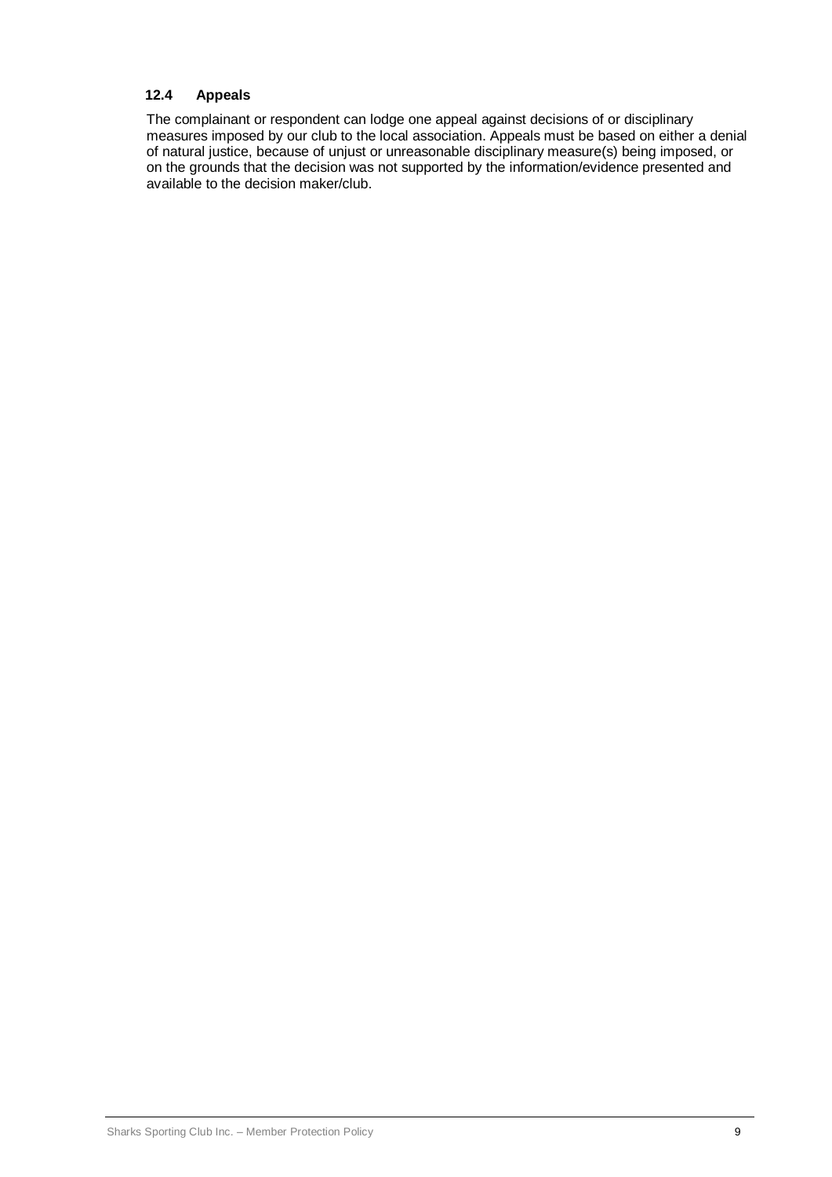### 12.4 Appeals

The complainant or respondent can lodge one appeal against decisions of or disciplinary measures imposed by our club to the local association. Appeals must be based on either a denial of natural justice, because of unjust or unreasonable disciplinary measure(s) being imposed, or on the grounds that the decision was not supported by the information/evidence presented and available to the decision maker/club.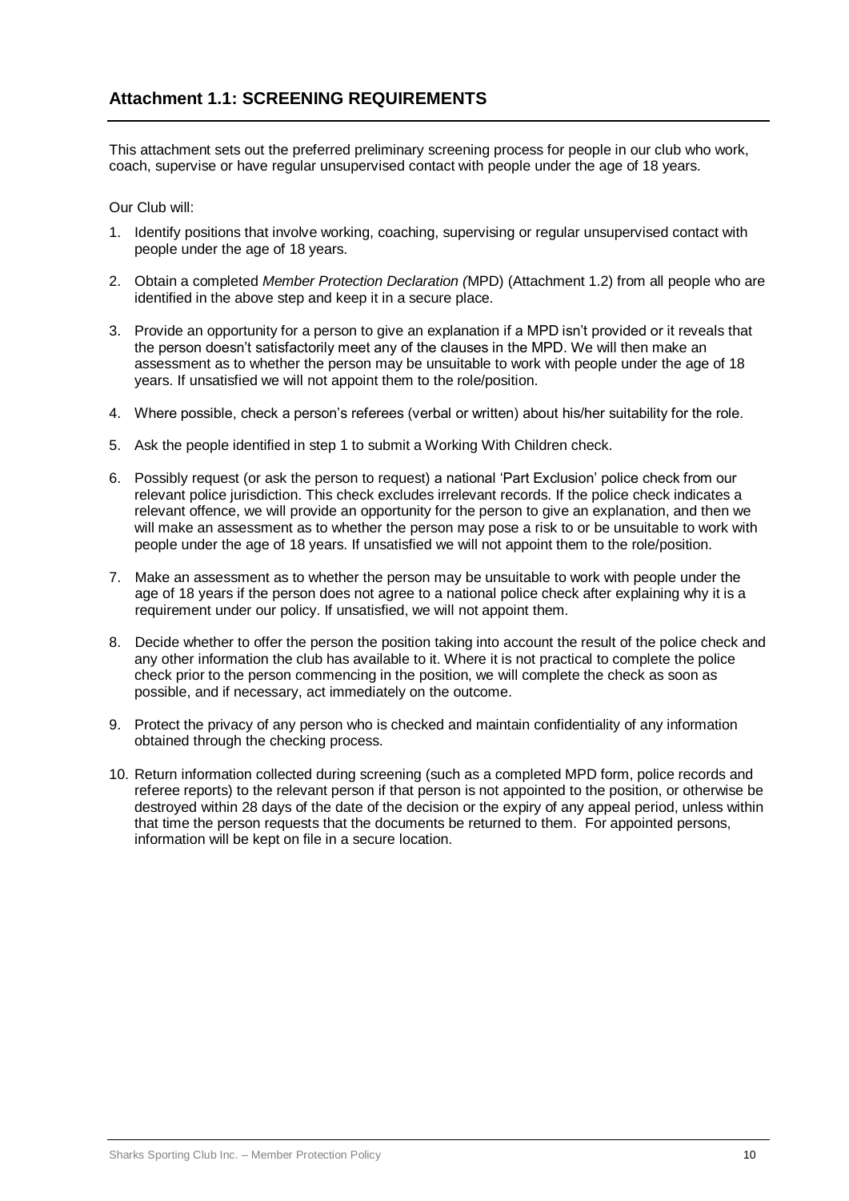## Attachment 1.1: SCREENING REQUIREMENTS

This attachment sets out the preferred preliminary screening process for people in our club who work, coach, supervise or have regular unsupervised contact with people under the age of 18 years.

Our Club will:

1. Identify positions that involve working, coaching, supervising or regular unsupervised contact with people under the age of 18 years.
2. Obtain a completed *Member Protection Declaration (*MPD) (Attachment 1.2) from all people who are identified in the above step and keep it in a secure place.
3. Provide an opportunity for a person to give an explanation if a MPD isn't provided or it reveals that the person doesn't satisfactorily meet any of the clauses in the MPD. We will then make an assessment as to whether the person may be unsuitable to work with people under the age of 18 years. If unsatisfied we will not appoint them to the role/position.
4. Where possible, check a person's referees (verbal or written) about his/her suitability for the role.
5. Ask the people identified in step 1 to submit a Working With Children check.
6. Possibly request (or ask the person to request) a national 'Part Exclusion' police check from our relevant police jurisdiction. This check excludes irrelevant records. If the police check indicates a relevant offence, we will provide an opportunity for the person to give an explanation, and then we will make an assessment as to whether the person may pose a risk to or be unsuitable to work with people under the age of 18 years. If unsatisfied we will not appoint them to the role/position.
7. Make an assessment as to whether the person may be unsuitable to work with people under the age of 18 years if the person does not agree to a national police check after explaining why it is a requirement under our policy. If unsatisfied, we will not appoint them.
8. Decide whether to offer the person the position taking into account the result of the police check and any other information the club has available to it. Where it is not practical to complete the police check prior to the person commencing in the position, we will complete the check as soon as possible, and if necessary, act immediately on the outcome.
9. Protect the privacy of any person who is checked and maintain confidentiality of any information obtained through the checking process.
10. Return information collected during screening (such as a completed MPD form, police records and referee reports) to the relevant person if that person is not appointed to the position, or otherwise be destroyed within 28 days of the date of the decision or the expiry of any appeal period, unless within that time the person requests that the documents be returned to them. For appointed persons, information will be kept on file in a secure location.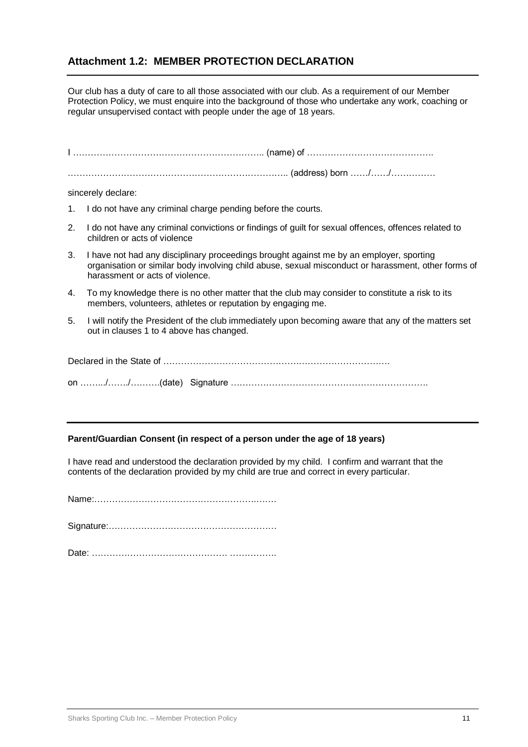## Attachment 1.2: MEMBER PROTECTION DECLARATION

Our club has a duty of care to all those associated with our club. As a requirement of our Member Protection Policy, we must enquire into the background of those who undertake any work, coaching or regular unsupervised contact with people under the age of 18 years.

I ……………………………………………………….. (name) of …………………………………….

……………………………………………………………….. (address) born ……/……/……………

sincerely declare:

1. I do not have any criminal charge pending before the courts.
2. I do not have any criminal convictions or findings of guilt for sexual offences, offences related to children or acts of violence
3. I have not had any disciplinary proceedings brought against me by an employer, sporting organisation or similar body involving child abuse, sexual misconduct or harassment, other forms of harassment or acts of violence.
4. To my knowledge there is no other matter that the club may consider to constitute a risk to its members, volunteers, athletes or reputation by engaging me.
5. I will notify the President of the club immediately upon becoming aware that any of the matters set out in clauses 1 to 4 above has changed.

Declared in the State of ……………………………………………………………………

on ……../……./……….(date) Signature ………………………………………………………….

---

**Parent/Guardian Consent (in respect of a person under the age of 18 years)**

I have read and understood the declaration provided by my child. I confirm and warrant that the contents of the declaration provided by my child are true and correct in every particular.

Name:……………………………………………………

Signature:…………………………………………………

Date: ………………………………………. …………….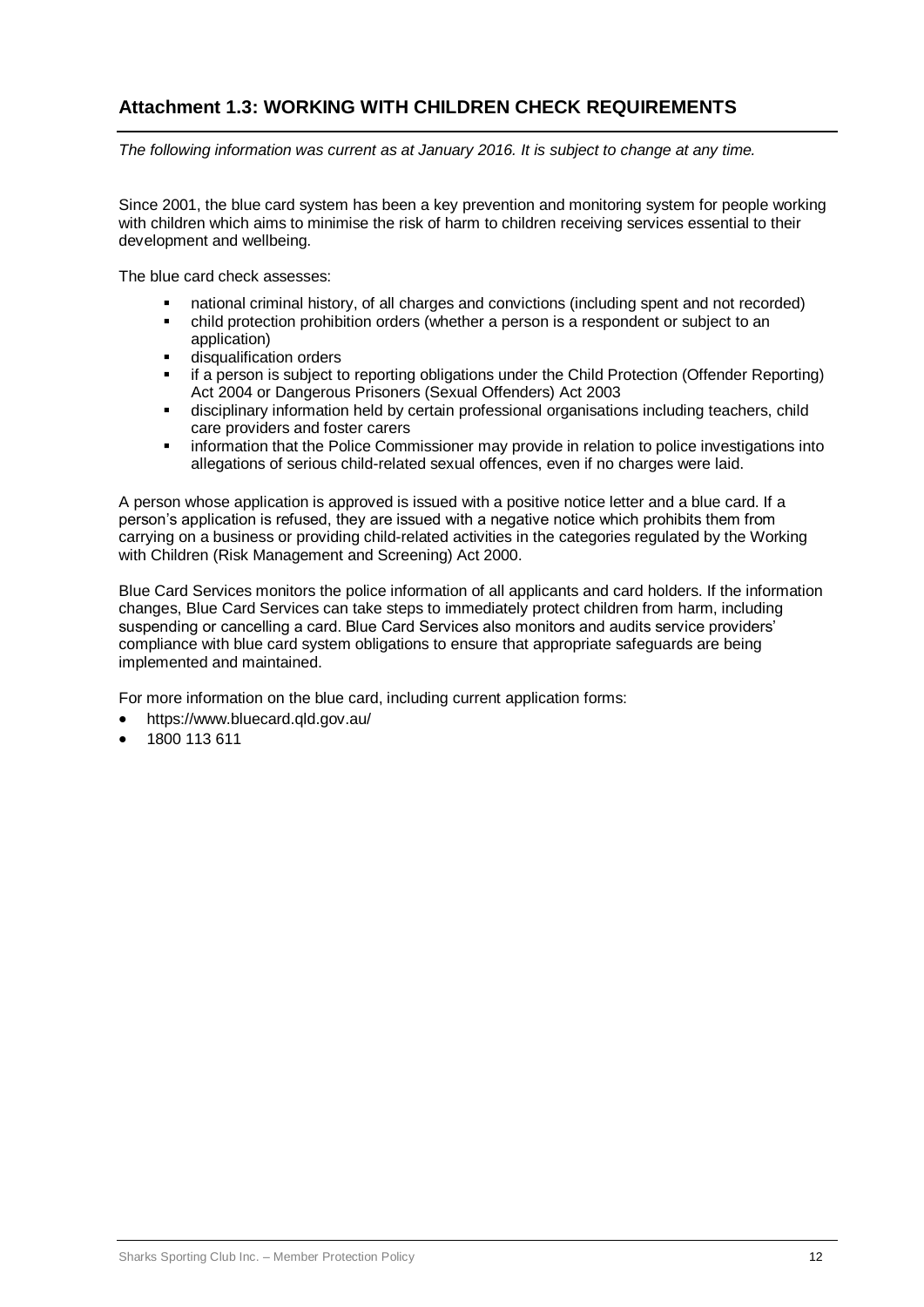## Attachment 1.3: WORKING WITH CHILDREN CHECK REQUIREMENTS

*The following information was current as at January 2016. It is subject to change at any time.*

Since 2001, the blue card system has been a key prevention and monitoring system for people working with children which aims to minimise the risk of harm to children receiving services essential to their development and wellbeing.

The blue card check assesses:

- national criminal history, of all charges and convictions (including spent and not recorded)
- child protection prohibition orders (whether a person is a respondent or subject to an application)
- disqualification orders
- if a person is subject to reporting obligations under the Child Protection (Offender Reporting) Act 2004 or Dangerous Prisoners (Sexual Offenders) Act 2003
- disciplinary information held by certain professional organisations including teachers, child care providers and foster carers
- information that the Police Commissioner may provide in relation to police investigations into allegations of serious child-related sexual offences, even if no charges were laid.

A person whose application is approved is issued with a positive notice letter and a blue card. If a person's application is refused, they are issued with a negative notice which prohibits them from carrying on a business or providing child-related activities in the categories regulated by the Working with Children (Risk Management and Screening) Act 2000.

Blue Card Services monitors the police information of all applicants and card holders. If the information changes, Blue Card Services can take steps to immediately protect children from harm, including suspending or cancelling a card. Blue Card Services also monitors and audits service providers' compliance with blue card system obligations to ensure that appropriate safeguards are being implemented and maintained.

For more information on the blue card, including current application forms:

- https://www.bluecard.qld.gov.au/
- 1800 113 611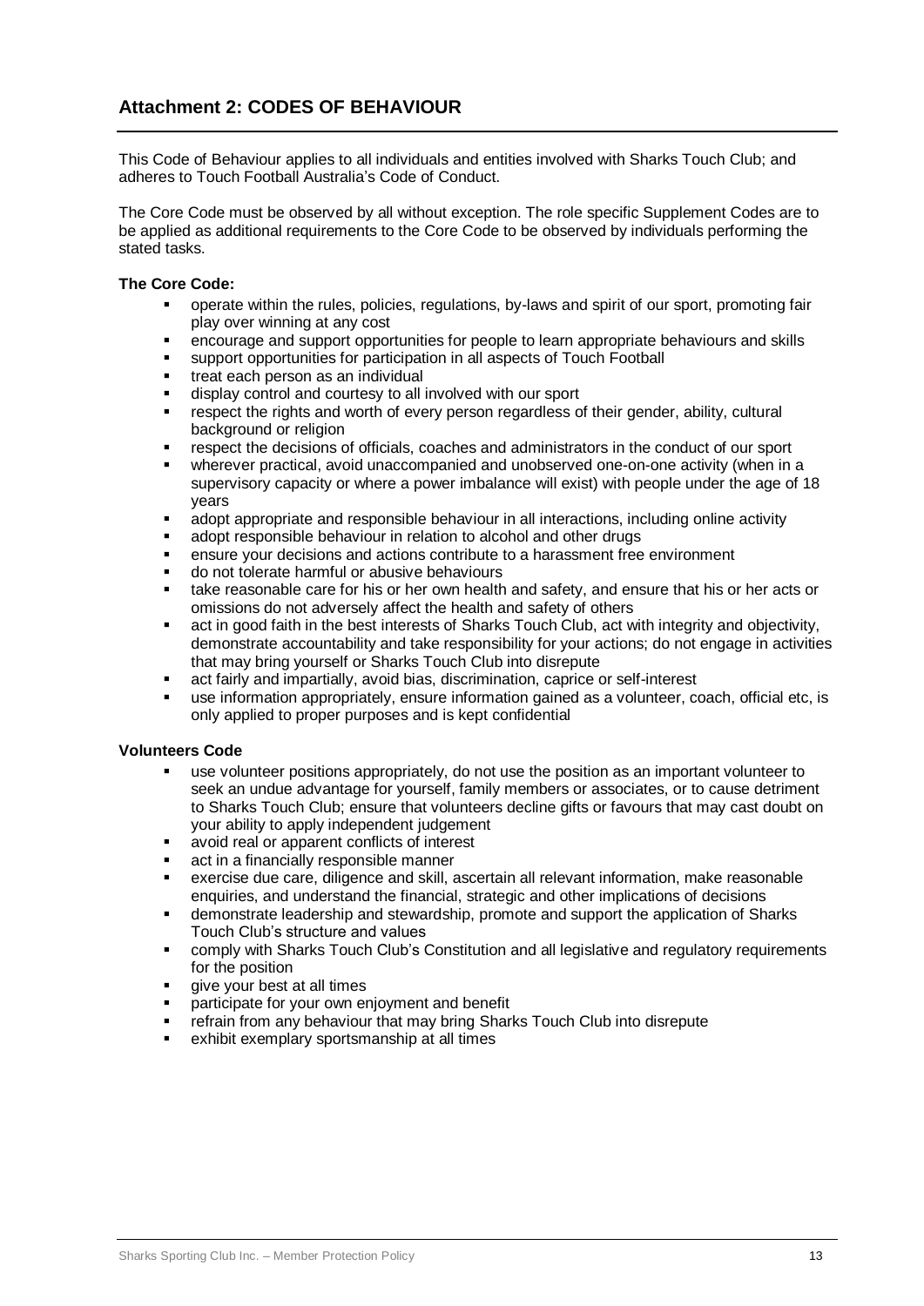## Attachment 2: CODES OF BEHAVIOUR

This Code of Behaviour applies to all individuals and entities involved with Sharks Touch Club; and adheres to Touch Football Australia's Code of Conduct.

The Core Code must be observed by all without exception. The role specific Supplement Codes are to be applied as additional requirements to the Core Code to be observed by individuals performing the stated tasks.

**The Core Code:**

- operate within the rules, policies, regulations, by-laws and spirit of our sport, promoting fair play over winning at any cost
- encourage and support opportunities for people to learn appropriate behaviours and skills
- support opportunities for participation in all aspects of Touch Football
- treat each person as an individual
- display control and courtesy to all involved with our sport
- respect the rights and worth of every person regardless of their gender, ability, cultural background or religion
- respect the decisions of officials, coaches and administrators in the conduct of our sport
- wherever practical, avoid unaccompanied and unobserved one-on-one activity (when in a supervisory capacity or where a power imbalance will exist) with people under the age of 18 years
- adopt appropriate and responsible behaviour in all interactions, including online activity
- adopt responsible behaviour in relation to alcohol and other drugs
- ensure your decisions and actions contribute to a harassment free environment
- do not tolerate harmful or abusive behaviours
- take reasonable care for his or her own health and safety, and ensure that his or her acts or omissions do not adversely affect the health and safety of others
- act in good faith in the best interests of Sharks Touch Club, act with integrity and objectivity, demonstrate accountability and take responsibility for your actions; do not engage in activities that may bring yourself or Sharks Touch Club into disrepute
- act fairly and impartially, avoid bias, discrimination, caprice or self-interest
- use information appropriately, ensure information gained as a volunteer, coach, official etc, is only applied to proper purposes and is kept confidential

**Volunteers Code**

- use volunteer positions appropriately, do not use the position as an important volunteer to seek an undue advantage for yourself, family members or associates, or to cause detriment to Sharks Touch Club; ensure that volunteers decline gifts or favours that may cast doubt on your ability to apply independent judgement
- avoid real or apparent conflicts of interest
- act in a financially responsible manner
- exercise due care, diligence and skill, ascertain all relevant information, make reasonable enquiries, and understand the financial, strategic and other implications of decisions
- demonstrate leadership and stewardship, promote and support the application of Sharks Touch Club's structure and values
- comply with Sharks Touch Club's Constitution and all legislative and regulatory requirements for the position
- give your best at all times
- participate for your own enjoyment and benefit
- refrain from any behaviour that may bring Sharks Touch Club into disrepute
- exhibit exemplary sportsmanship at all times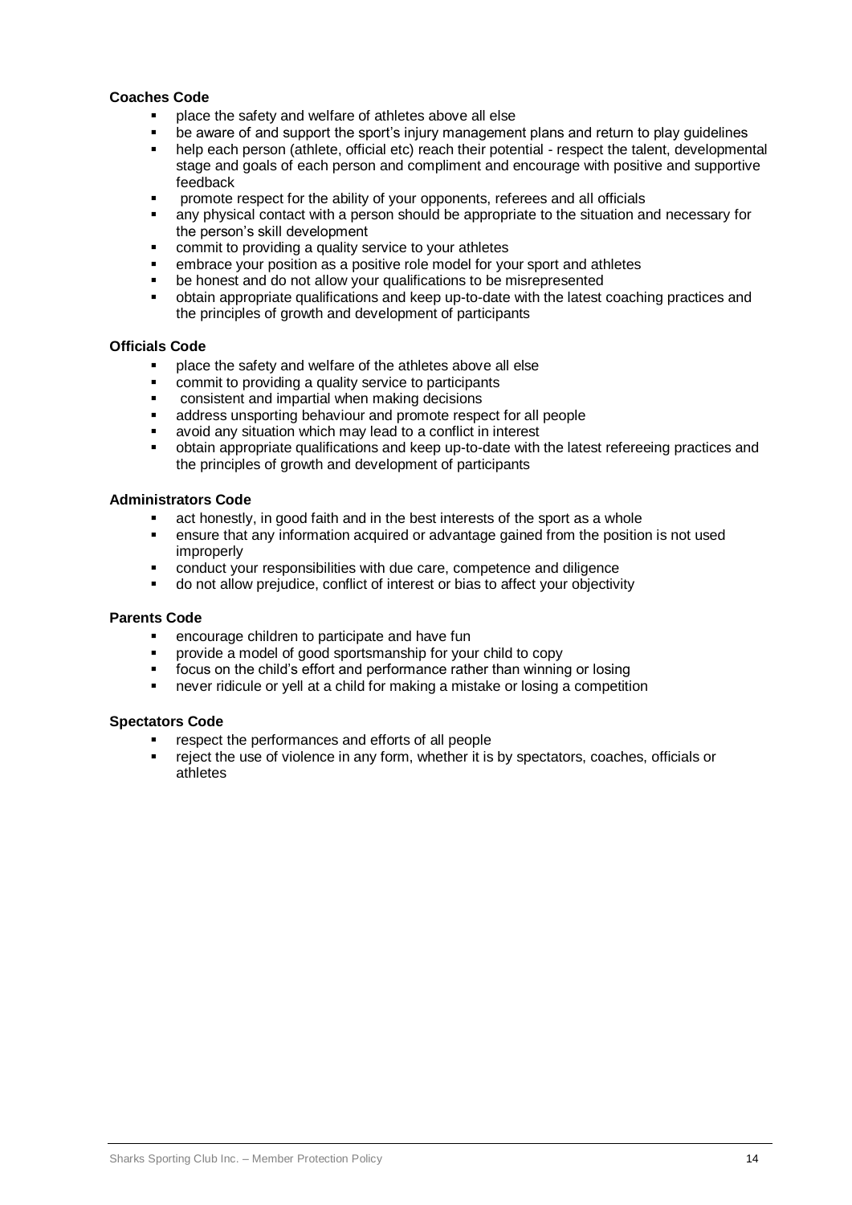**Coaches Code**

- place the safety and welfare of athletes above all else
- be aware of and support the sport's injury management plans and return to play guidelines
- help each person (athlete, official etc) reach their potential - respect the talent, developmental stage and goals of each person and compliment and encourage with positive and supportive feedback
- promote respect for the ability of your opponents, referees and all officials
- any physical contact with a person should be appropriate to the situation and necessary for the person's skill development
- commit to providing a quality service to your athletes
- embrace your position as a positive role model for your sport and athletes
- be honest and do not allow your qualifications to be misrepresented
- obtain appropriate qualifications and keep up-to-date with the latest coaching practices and the principles of growth and development of participants

**Officials Code**

- place the safety and welfare of the athletes above all else
- commit to providing a quality service to participants
- consistent and impartial when making decisions
- address unsporting behaviour and promote respect for all people
- avoid any situation which may lead to a conflict in interest
- obtain appropriate qualifications and keep up-to-date with the latest refereeing practices and the principles of growth and development of participants

**Administrators Code**

- act honestly, in good faith and in the best interests of the sport as a whole
- ensure that any information acquired or advantage gained from the position is not used improperly
- conduct your responsibilities with due care, competence and diligence
- do not allow prejudice, conflict of interest or bias to affect your objectivity

**Parents Code**

- encourage children to participate and have fun
- provide a model of good sportsmanship for your child to copy
- focus on the child's effort and performance rather than winning or losing
- never ridicule or yell at a child for making a mistake or losing a competition

**Spectators Code**

- respect the performances and efforts of all people
- reject the use of violence in any form, whether it is by spectators, coaches, officials or athletes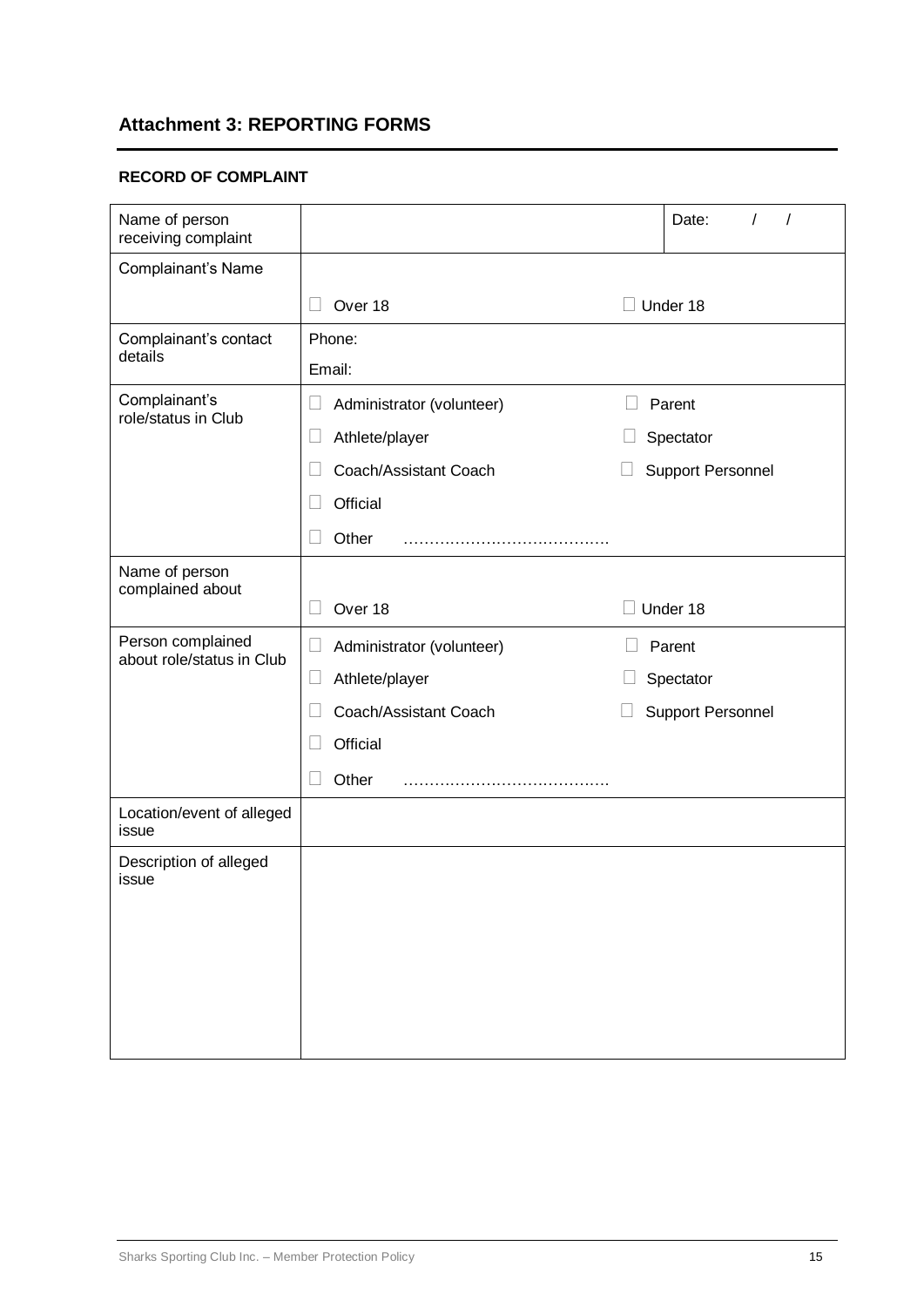## Attachment 3: REPORTING FORMS

### RECORD OF COMPLAINT

| | | |
|---|---|---|
| Name of person receiving complaint | | Date: / / |
| Complainant's Name | ☐ Over 18 | ☐ Under 18 |
| Complainant's contact details | Phone:<br>Email: | |
| Complainant's role/status in Club | ☐ Administrator (volunteer)<br>☐ Athlete/player<br>☐ Coach/Assistant Coach<br>☐ Official<br>☐ Other ………………………………… | ☐ Parent<br>☐ Spectator<br>☐ Support Personnel |
| Name of person complained about | ☐ Over 18 | ☐ Under 18 |
| Person complained about role/status in Club | ☐ Administrator (volunteer)<br>☐ Athlete/player<br>☐ Coach/Assistant Coach<br>☐ Official<br>☐ Other ………………………………… | ☐ Parent<br>☐ Spectator<br>☐ Support Personnel |
| Location/event of alleged issue | | |
| Description of alleged issue | | |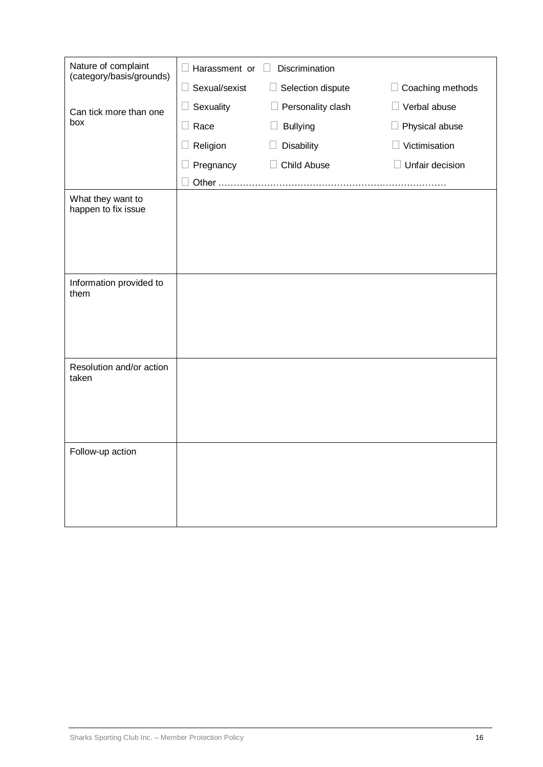| | |
|---|---|
| Nature of complaint (category/basis/grounds)<br><br>Can tick more than one box | ☐ Harassment or ☐ Discrimination<br>☐ Sexual/sexist ☐ Selection dispute ☐ Coaching methods<br>☐ Sexuality ☐ Personality clash ☐ Verbal abuse<br>☐ Race ☐ Bullying ☐ Physical abuse<br>☐ Religion ☐ Disability ☐ Victimisation<br>☐ Pregnancy ☐ Child Abuse ☐ Unfair decision<br>☐ Other ………………………………………………………………… |
| What they want to happen to fix issue | |
| Information provided to them | |
| Resolution and/or action taken | |
| Follow-up action | |